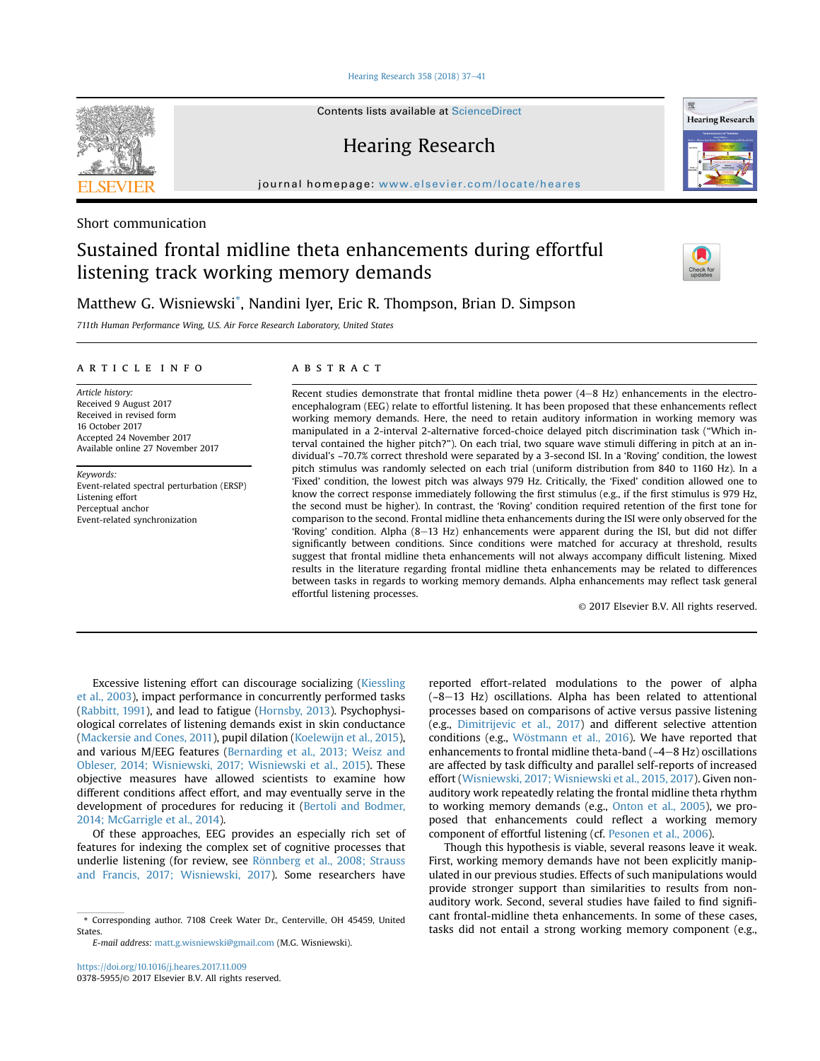Short communication

# Sustained frontal midline theta enhancements during effortful listening track working memory demands

Matthew G. Wisniewski*, Nandini Iyer, Eric R. Thompson, Brian D. Simpson

*711th Human Performance Wing, U.S. Air Force Research Laboratory, United States*

## ARTICLE INFO

*Article history:*
Received 9 August 2017
Received in revised form
16 October 2017
Accepted 24 November 2017
Available online 27 November 2017

*Keywords:*
Event-related spectral perturbation (ERSP)
Listening effort
Perceptual anchor
Event-related synchronization

## ABSTRACT

Recent studies demonstrate that frontal midline theta power (4–8 Hz) enhancements in the electroencephalogram (EEG) relate to effortful listening. It has been proposed that these enhancements reflect working memory demands. Here, the need to retain auditory information in working memory was manipulated in a 2-interval 2-alternative forced-choice delayed pitch discrimination task ("Which interval contained the higher pitch?"). On each trial, two square wave stimuli differing in pitch at an individual's ~70.7% correct threshold were separated by a 3-second ISI. In a 'Roving' condition, the lowest pitch stimulus was randomly selected on each trial (uniform distribution from 840 to 1160 Hz). In a 'Fixed' condition, the lowest pitch was always 979 Hz. Critically, the 'Fixed' condition allowed one to know the correct response immediately following the first stimulus (e.g., if the first stimulus is 979 Hz, the second must be higher). In contrast, the 'Roving' condition required retention of the first tone for comparison to the second. Frontal midline theta enhancements during the ISI were only observed for the 'Roving' condition. Alpha (8–13 Hz) enhancements were apparent during the ISI, but did not differ significantly between conditions. Since conditions were matched for accuracy at threshold, results suggest that frontal midline theta enhancements will not always accompany difficult listening. Mixed results in the literature regarding frontal midline theta enhancements may be related to differences between tasks in regards to working memory demands. Alpha enhancements may reflect task general effortful listening processes.

© 2017 Elsevier B.V. All rights reserved.

Excessive listening effort can discourage socializing (Kiessling et al., 2003), impact performance in concurrently performed tasks (Rabbitt, 1991), and lead to fatigue (Hornsby, 2013). Psychophysiological correlates of listening demands exist in skin conductance (Mackersie and Cones, 2011), pupil dilation (Koelewijn et al., 2015), and various M/EEG features (Bernarding et al., 2013; Weisz and Obleser, 2014; Wisniewski, 2017; Wisniewski et al., 2015). These objective measures have allowed scientists to examine how different conditions affect effort, and may eventually serve in the development of procedures for reducing it (Bertoli and Bodmer, 2014; McGarrigle et al., 2014).

Of these approaches, EEG provides an especially rich set of features for indexing the complex set of cognitive processes that underlie listening (for review, see Rönnberg et al., 2008; Strauss and Francis, 2017; Wisniewski, 2017). Some researchers have reported effort-related modulations to the power of alpha (~8–13 Hz) oscillations. Alpha has been related to attentional processes based on comparisons of active versus passive listening (e.g., Dimitrijevic et al., 2017) and different selective attention conditions (e.g., Wöstmann et al., 2016). We have reported that enhancements to frontal midline theta-band (~4–8 Hz) oscillations are affected by task difficulty and parallel self-reports of increased effort (Wisniewski, 2017; Wisniewski et al., 2015, 2017). Given non-auditory work repeatedly relating the frontal midline theta rhythm to working memory demands (e.g., Onton et al., 2005), we proposed that enhancements could reflect a working memory component of effortful listening (cf. Pesonen et al., 2006).

Though this hypothesis is viable, several reasons leave it weak. First, working memory demands have not been explicitly manipulated in our previous studies. Effects of such manipulations would provide stronger support than similarities to results from non-auditory work. Second, several studies have failed to find significant frontal-midline theta enhancements. In some of these cases, tasks did not entail a strong working memory component (e.g.,

* Corresponding author. 7108 Creek Water Dr., Centerville, OH 45459, United States.
*E-mail address:* matt.g.wisniewski@gmail.com (M.G. Wisniewski).

https://doi.org/10.1016/j.heares.2017.11.009
0378-5955/© 2017 Elsevier B.V. All rights reserved.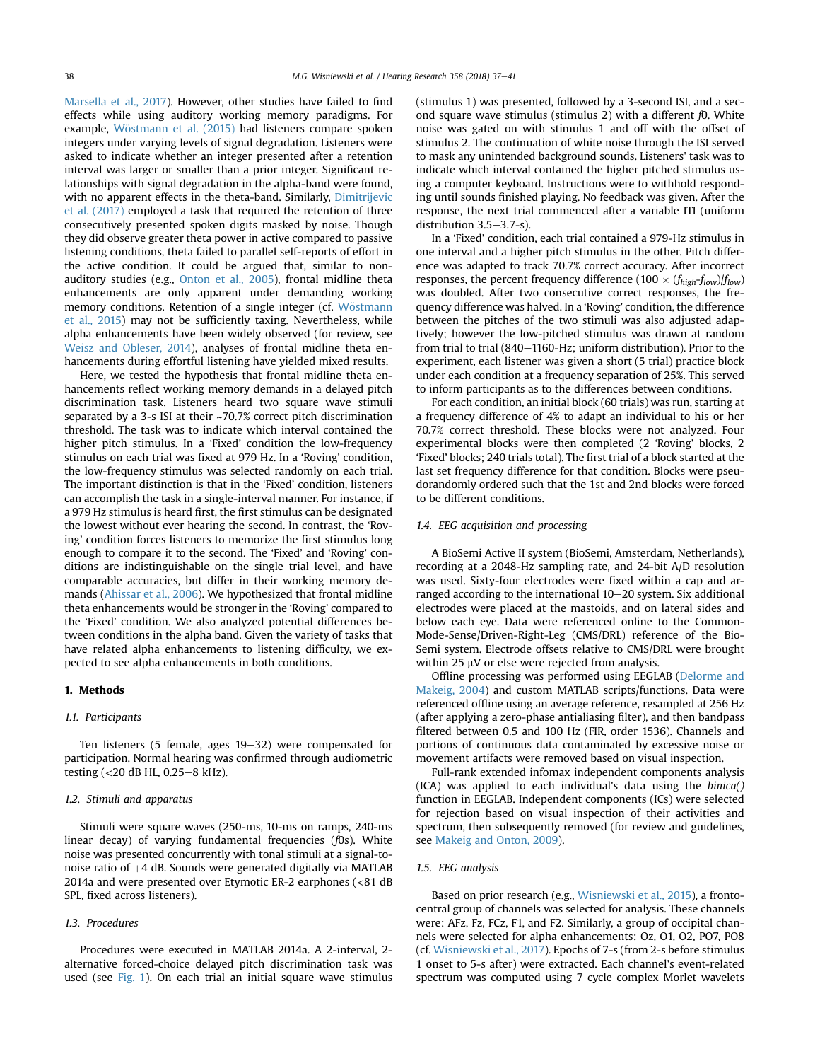Marsella et al., 2017). However, other studies have failed to find effects while using auditory working memory paradigms. For example, Wöstmann et al. (2015) had listeners compare spoken integers under varying levels of signal degradation. Listeners were asked to indicate whether an integer presented after a retention interval was larger or smaller than a prior integer. Significant relationships with signal degradation in the alpha-band were found, with no apparent effects in the theta-band. Similarly, Dimitrijevic et al. (2017) employed a task that required the retention of three consecutively presented spoken digits masked by noise. Though they did observe greater theta power in active compared to passive listening conditions, theta failed to parallel self-reports of effort in the active condition. It could be argued that, similar to non-auditory studies (e.g., Onton et al., 2005), frontal midline theta enhancements are only apparent under demanding working memory conditions. Retention of a single integer (cf. Wöstmann et al., 2015) may not be sufficiently taxing. Nevertheless, while alpha enhancements have been widely observed (for review, see Weisz and Obleser, 2014), analyses of frontal midline theta enhancements during effortful listening have yielded mixed results.

Here, we tested the hypothesis that frontal midline theta enhancements reflect working memory demands in a delayed pitch discrimination task. Listeners heard two square wave stimuli separated by a 3-s ISI at their ~70.7% correct pitch discrimination threshold. The task was to indicate which interval contained the higher pitch stimulus. In a 'Fixed' condition the low-frequency stimulus on each trial was fixed at 979 Hz. In a 'Roving' condition, the low-frequency stimulus was selected randomly on each trial. The important distinction is that in the 'Fixed' condition, listeners can accomplish the task in a single-interval manner. For instance, if a 979 Hz stimulus is heard first, the first stimulus can be designated the lowest without ever hearing the second. In contrast, the 'Roving' condition forces listeners to memorize the first stimulus long enough to compare it to the second. The 'Fixed' and 'Roving' conditions are indistinguishable on the single trial level, and have comparable accuracies, but differ in their working memory demands (Ahissar et al., 2006). We hypothesized that frontal midline theta enhancements would be stronger in the 'Roving' compared to the 'Fixed' condition. We also analyzed potential differences between conditions in the alpha band. Given the variety of tasks that have related alpha enhancements to listening difficulty, we expected to see alpha enhancements in both conditions.

## 1. Methods

### 1.1. Participants

Ten listeners (5 female, ages 19–32) were compensated for participation. Normal hearing was confirmed through audiometric testing (<20 dB HL, 0.25–8 kHz).

### 1.2. Stimuli and apparatus

Stimuli were square waves (250-ms, 10-ms on ramps, 240-ms linear decay) of varying fundamental frequencies (*f*0s). White noise was presented concurrently with tonal stimuli at a signal-to-noise ratio of +4 dB. Sounds were generated digitally via MATLAB 2014a and were presented over Etymotic ER-2 earphones (<81 dB SPL, fixed across listeners).

### 1.3. Procedures

Procedures were executed in MATLAB 2014a. A 2-interval, 2-alternative forced-choice delayed pitch discrimination task was used (see Fig. 1). On each trial an initial square wave stimulus (stimulus 1) was presented, followed by a 3-second ISI, and a second square wave stimulus (stimulus 2) with a different *f*0. White noise was gated on with stimulus 1 and off with the offset of stimulus 2. The continuation of white noise through the ISI served to mask any unintended background sounds. Listeners' task was to indicate which interval contained the higher pitched stimulus using a computer keyboard. Instructions were to withhold responding until sounds finished playing. No feedback was given. After the response, the next trial commenced after a variable ITI (uniform distribution 3.5–3.7-s).

In a 'Fixed' condition, each trial contained a 979-Hz stimulus in one interval and a higher pitch stimulus in the other. Pitch difference was adapted to track 70.7% correct accuracy. After incorrect responses, the percent frequency difference ($100 \times (f_{high}\text{-}f_{low})/f_{low}$) was doubled. After two consecutive correct responses, the frequency difference was halved. In a 'Roving' condition, the difference between the pitches of the two stimuli was also adjusted adaptively; however the low-pitched stimulus was drawn at random from trial to trial (840–1160-Hz; uniform distribution). Prior to the experiment, each listener was given a short (5 trial) practice block under each condition at a frequency separation of 25%. This served to inform participants as to the differences between conditions.

For each condition, an initial block (60 trials) was run, starting at a frequency difference of 4% to adapt an individual to his or her 70.7% correct threshold. These blocks were not analyzed. Four experimental blocks were then completed (2 'Roving' blocks, 2 'Fixed' blocks; 240 trials total). The first trial of a block started at the last set frequency difference for that condition. Blocks were pseudorandomly ordered such that the 1st and 2nd blocks were forced to be different conditions.

### 1.4. EEG acquisition and processing

A BioSemi Active II system (BioSemi, Amsterdam, Netherlands), recording at a 2048-Hz sampling rate, and 24-bit A/D resolution was used. Sixty-four electrodes were fixed within a cap and arranged according to the international 10–20 system. Six additional electrodes were placed at the mastoids, and on lateral sides and below each eye. Data were referenced online to the Common-Mode-Sense/Driven-Right-Leg (CMS/DRL) reference of the BioSemi system. Electrode offsets relative to CMS/DRL were brought within 25 μV or else were rejected from analysis.

Offline processing was performed using EEGLAB (Delorme and Makeig, 2004) and custom MATLAB scripts/functions. Data were referenced offline using an average reference, resampled at 256 Hz (after applying a zero-phase antialiasing filter), and then bandpass filtered between 0.5 and 100 Hz (FIR, order 1536). Channels and portions of continuous data contaminated by excessive noise or movement artifacts were removed based on visual inspection.

Full-rank extended infomax independent components analysis (ICA) was applied to each individual's data using the *binica()* function in EEGLAB. Independent components (ICs) were selected for rejection based on visual inspection of their activities and spectrum, then subsequently removed (for review and guidelines, see Makeig and Onton, 2009).

### 1.5. EEG analysis

Based on prior research (e.g., Wisniewski et al., 2015), a fronto-central group of channels was selected for analysis. These channels were: AFz, Fz, FCz, F1, and F2. Similarly, a group of occipital channels were selected for alpha enhancements: Oz, O1, O2, PO7, PO8 (cf. Wisniewski et al., 2017). Epochs of 7-s (from 2-s before stimulus 1 onset to 5-s after) were extracted. Each channel's event-related spectrum was computed using 7 cycle complex Morlet wavelets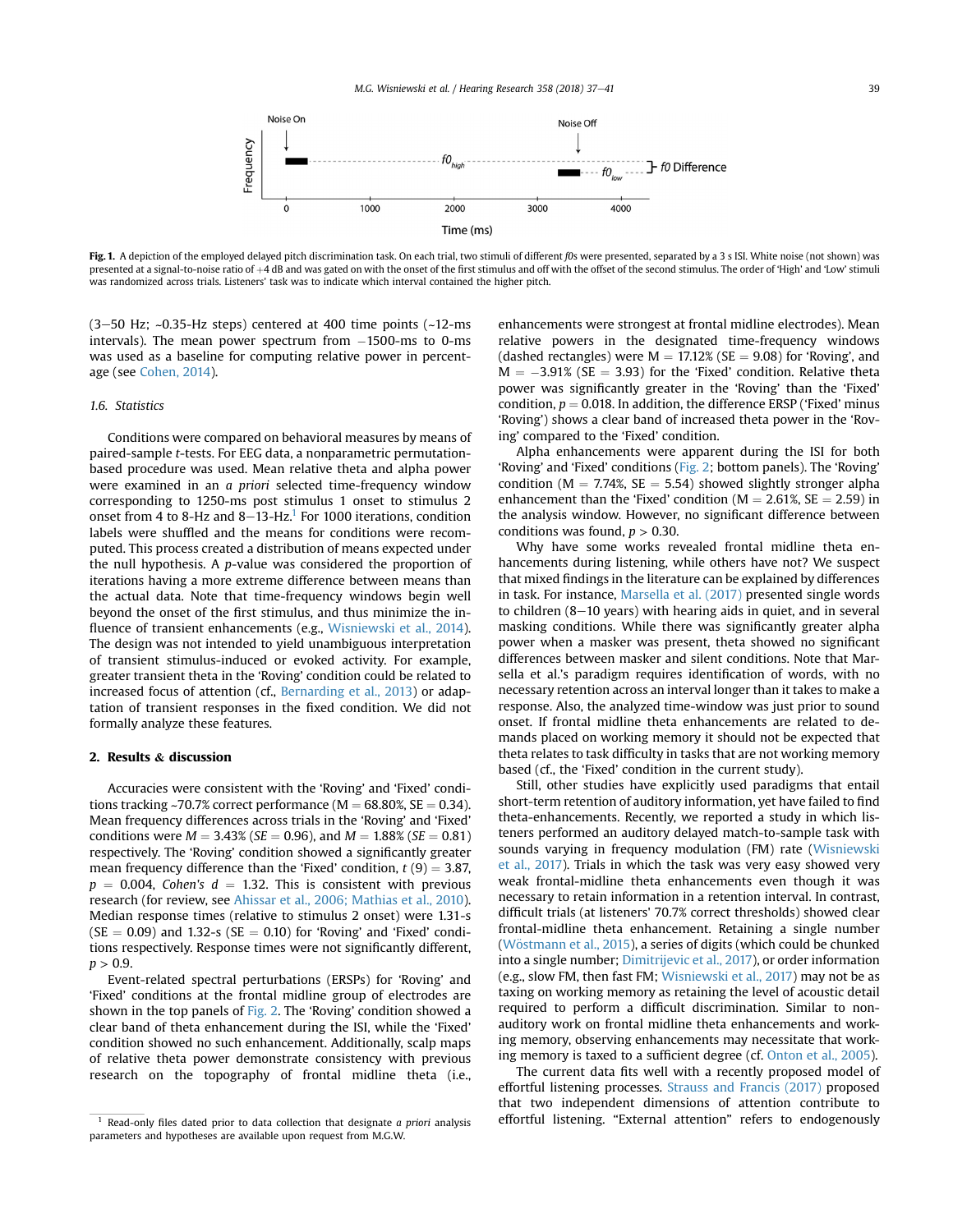**Fig. 1.** A depiction of the employed delayed pitch discrimination task. On each trial, two stimuli of different *f0*s were presented, separated by a 3 s ISI. White noise (not shown) was presented at a signal-to-noise ratio of +4 dB and was gated on with the onset of the first stimulus and off with the offset of the second stimulus. The order of 'High' and 'Low' stimuli was randomized across trials. Listeners' task was to indicate which interval contained the higher pitch.

(3–50 Hz; ~0.35-Hz steps) centered at 400 time points (~12-ms intervals). The mean power spectrum from −1500-ms to 0-ms was used as a baseline for computing relative power in percentage (see Cohen, 2014).

### 1.6. Statistics

Conditions were compared on behavioral measures by means of paired-sample *t*-tests. For EEG data, a nonparametric permutation-based procedure was used. Mean relative theta and alpha power were examined in an *a priori* selected time-frequency window corresponding to 1250-ms post stimulus 1 onset to stimulus 2 onset from 4 to 8-Hz and 8–13-Hz.[1] For 1000 iterations, condition labels were shuffled and the means for conditions were recomputed. This process created a distribution of means expected under the null hypothesis. A *p*-value was considered the proportion of iterations having a more extreme difference between means than the actual data. Note that time-frequency windows begin well beyond the onset of the first stimulus, and thus minimize the influence of transient enhancements (e.g., Wisniewski et al., 2014). The design was not intended to yield unambiguous interpretation of transient stimulus-induced or evoked activity. For example, greater transient theta in the 'Roving' condition could be related to increased focus of attention (cf., Bernarding et al., 2013) or adaptation of transient responses in the fixed condition. We did not formally analyze these features.

## 2. Results & discussion

Accuracies were consistent with the 'Roving' and 'Fixed' conditions tracking ~70.7% correct performance (M = 68.80%, SE = 0.34). Mean frequency differences across trials in the 'Roving' and 'Fixed' conditions were *M* = 3.43% (*SE* = 0.96), and *M* = 1.88% (*SE* = 0.81) respectively. The 'Roving' condition showed a significantly greater mean frequency difference than the 'Fixed' condition, $t\ (9) = 3.87$, $p = 0.004$, *Cohen's d* = 1.32. This is consistent with previous research (for review, see Ahissar et al., 2006; Mathias et al., 2010). Median response times (relative to stimulus 2 onset) were 1.31-s (SE = 0.09) and 1.32-s (SE = 0.10) for 'Roving' and 'Fixed' conditions respectively. Response times were not significantly different, $p > 0.9$.

Event-related spectral perturbations (ERSPs) for 'Roving' and 'Fixed' conditions at the frontal midline group of electrodes are shown in the top panels of Fig. 2. The 'Roving' condition showed a clear band of theta enhancement during the ISI, while the 'Fixed' condition showed no such enhancement. Additionally, scalp maps of relative theta power demonstrate consistency with previous research on the topography of frontal midline theta (i.e., enhancements were strongest at frontal midline electrodes). Mean relative powers in the designated time-frequency windows (dashed rectangles) were M = 17.12% (SE = 9.08) for 'Roving', and M = −3.91% (SE = 3.93) for the 'Fixed' condition. Relative theta power was significantly greater in the 'Roving' than the 'Fixed' condition, $p = 0.018$. In addition, the difference ERSP ('Fixed' minus 'Roving') shows a clear band of increased theta power in the 'Roving' compared to the 'Fixed' condition.

Alpha enhancements were apparent during the ISI for both 'Roving' and 'Fixed' conditions (Fig. 2; bottom panels). The 'Roving' condition (M = 7.74%, SE = 5.54) showed slightly stronger alpha enhancement than the 'Fixed' condition (M = 2.61%, SE = 2.59) in the analysis window. However, no significant difference between conditions was found, $p > 0.30$.

Why have some works revealed frontal midline theta enhancements during listening, while others have not? We suspect that mixed findings in the literature can be explained by differences in task. For instance, Marsella et al. (2017) presented single words to children (8–10 years) with hearing aids in quiet, and in several masking conditions. While there was significantly greater alpha power when a masker was present, theta showed no significant differences between masker and silent conditions. Note that Marsella et al.'s paradigm requires identification of words, with no necessary retention across an interval longer than it takes to make a response. Also, the analyzed time-window was just prior to sound onset. If frontal midline theta enhancements are related to demands placed on working memory it should not be expected that theta relates to task difficulty in tasks that are not working memory based (cf., the 'Fixed' condition in the current study).

Still, other studies have explicitly used paradigms that entail short-term retention of auditory information, yet have failed to find theta-enhancements. Recently, we reported a study in which listeners performed an auditory delayed match-to-sample task with sounds varying in frequency modulation (FM) rate (Wisniewski et al., 2017). Trials in which the task was very easy showed very weak frontal-midline theta enhancements even though it was necessary to retain information in a retention interval. In contrast, difficult trials (at listeners' 70.7% correct thresholds) showed clear frontal-midline theta enhancement. Retaining a single number (Wöstmann et al., 2015), a series of digits (which could be chunked into a single number; Dimitrijevic et al., 2017), or order information (e.g., slow FM, then fast FM; Wisniewski et al., 2017) may not be as taxing on working memory as retaining the level of acoustic detail required to perform a difficult discrimination. Similar to non-auditory work on frontal midline theta enhancements and working memory, observing enhancements may necessitate that working memory is taxed to a sufficient degree (cf. Onton et al., 2005).

The current data fits well with a recently proposed model of effortful listening processes. Strauss and Francis (2017) proposed that two independent dimensions of attention contribute to effortful listening. "External attention" refers to endogenously

[1] Read-only files dated prior to data collection that designate *a priori* analysis parameters and hypotheses are available upon request from M.G.W.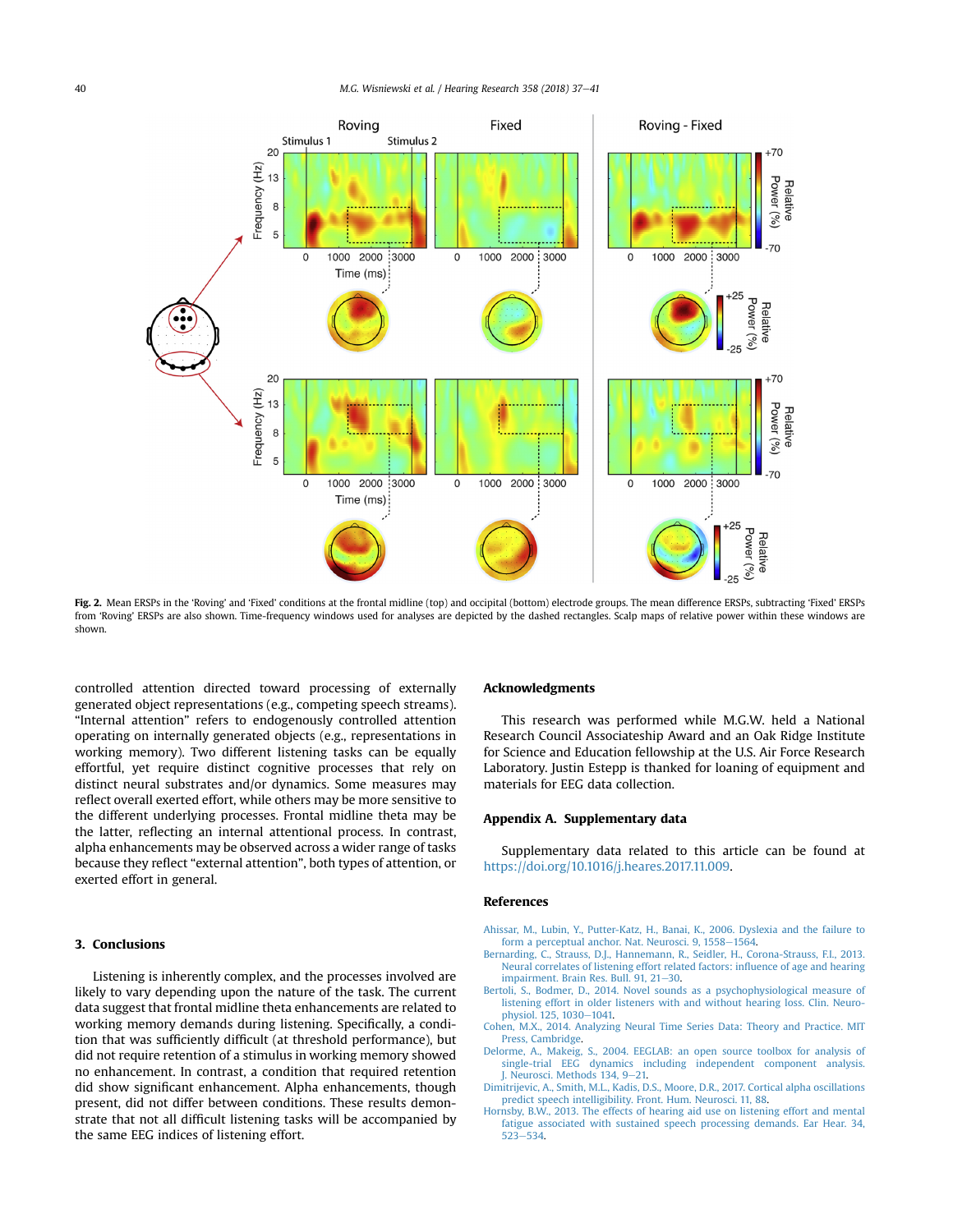Roving

Stimulus 1

Stimulus 2

Fixed

Roving - Fixed

20

13

8

5

Frequency (Hz)

0 1000 2000 3000

Time (ms)

+70

-70

Relative Power (%)

+25

-25

Relative Power (%)

Fig. 2. Mean ERSPs in the 'Roving' and 'Fixed' conditions at the frontal midline (top) and occipital (bottom) electrode groups. The mean difference ERSPs, subtracting 'Fixed' ERSPs from 'Roving' ERSPs are also shown. Time-frequency windows used for analyses are depicted by the dashed rectangles. Scalp maps of relative power within these windows are shown.

controlled attention directed toward processing of externally generated object representations (e.g., competing speech streams). "Internal attention" refers to endogenously controlled attention operating on internally generated objects (e.g., representations in working memory). Two different listening tasks can be equally effortful, yet require distinct cognitive processes that rely on distinct neural substrates and/or dynamics. Some measures may reflect overall exerted effort, while others may be more sensitive to the different underlying processes. Frontal midline theta may be the latter, reflecting an internal attentional process. In contrast, alpha enhancements may be observed across a wider range of tasks because they reflect "external attention", both types of attention, or exerted effort in general.

## 3. Conclusions

Listening is inherently complex, and the processes involved are likely to vary depending upon the nature of the task. The current data suggest that frontal midline theta enhancements are related to working memory demands during listening. Specifically, a condition that was sufficiently difficult (at threshold performance), but did not require retention of a stimulus in working memory showed no enhancement. In contrast, a condition that required retention did show significant enhancement. Alpha enhancements, though present, did not differ between conditions. These results demonstrate that not all difficult listening tasks will be accompanied by the same EEG indices of listening effort.

## Acknowledgments

This research was performed while M.G.W. held a National Research Council Associateship Award and an Oak Ridge Institute for Science and Education fellowship at the U.S. Air Force Research Laboratory. Justin Estepp is thanked for loaning of equipment and materials for EEG data collection.

## Appendix A. Supplementary data

Supplementary data related to this article can be found at https://doi.org/10.1016/j.heares.2017.11.009.

## References

Ahissar, M., Lubin, Y., Putter-Katz, H., Banai, K., 2006. Dyslexia and the failure to form a perceptual anchor. Nat. Neurosci. 9, 1558–1564.

Bernarding, C., Strauss, D.J., Hannemann, R., Seidler, H., Corona-Strauss, F.I., 2013. Neural correlates of listening effort related factors: influence of age and hearing impairment. Brain Res. Bull. 91, 21–30.

Bertoli, S., Bodmer, D., 2014. Novel sounds as a psychophysiological measure of listening effort in older listeners with and without hearing loss. Clin. Neurophysiol. 125, 1030–1041.

Cohen, M.X., 2014. Analyzing Neural Time Series Data: Theory and Practice. MIT Press, Cambridge.

Delorme, A., Makeig, S., 2004. EEGLAB: an open source toolbox for analysis of single-trial EEG dynamics including independent component analysis. J. Neurosci. Methods 134, 9–21.

Dimitrijevic, A., Smith, M.L., Kadis, D.S., Moore, D.R., 2017. Cortical alpha oscillations predict speech intelligibility. Front. Hum. Neurosci. 11, 88.

Hornsby, B.W., 2013. The effects of hearing aid use on listening effort and mental fatigue associated with sustained speech processing demands. Ear Hear. 34, 523–534.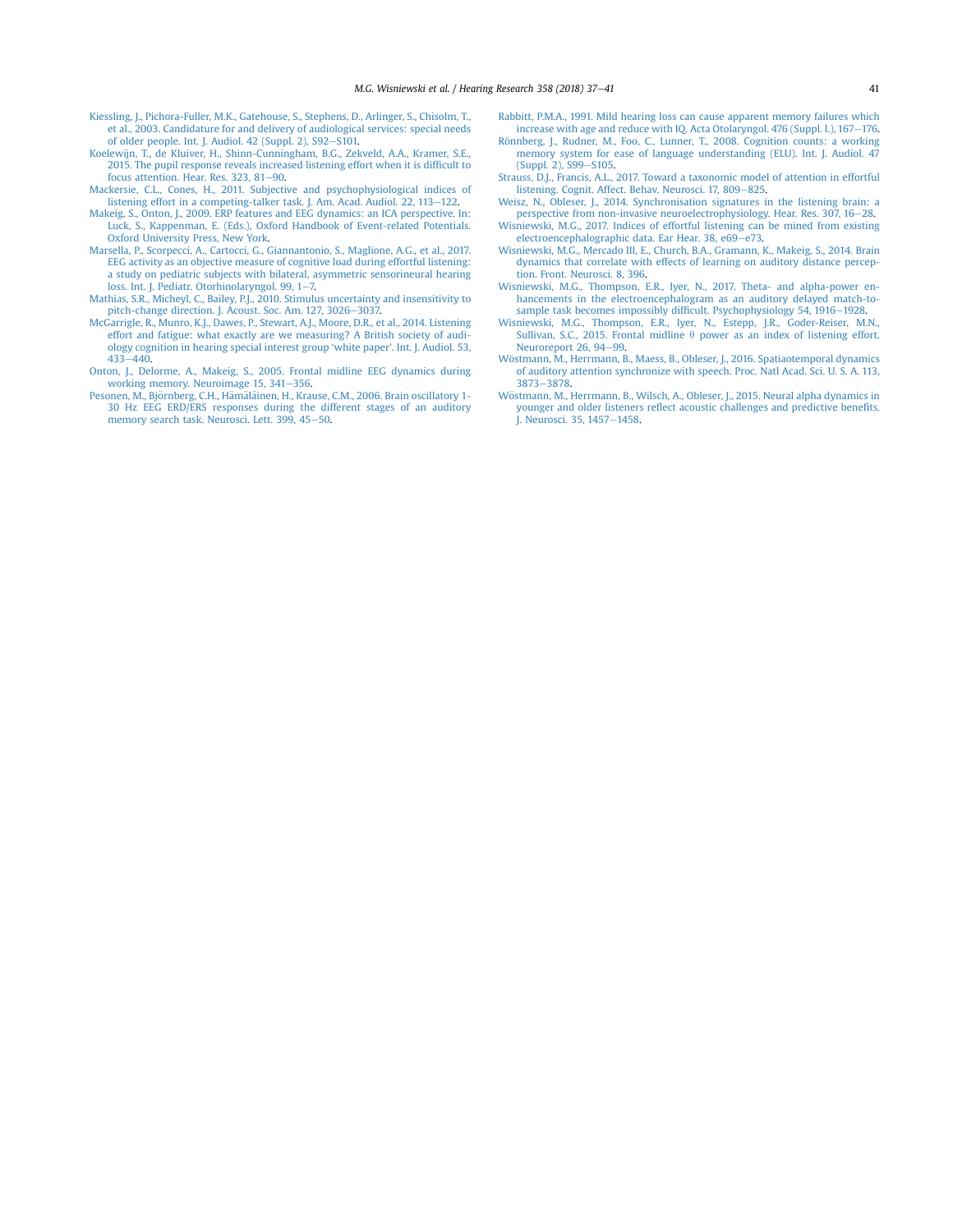Kiessling, J., Pichora-Fuller, M.K., Gatehouse, S., Stephens, D., Arlinger, S., Chisolm, T., et al., 2003. Candidature for and delivery of audiological services: special needs of older people. Int. J. Audiol. 42 (Suppl. 2), S92–S101.

Koelewijn, T., de Kluiver, H., Shinn-Cunningham, B.G., Zekveld, A.A., Kramer, S.E., 2015. The pupil response reveals increased listening effort when it is difficult to focus attention. Hear. Res. 323, 81–90.

Mackersie, C.L., Cones, H., 2011. Subjective and psychophysiological indices of listening effort in a competing-talker task. J. Am. Acad. Audiol. 22, 113–122.

Makeig, S., Onton, J., 2009. ERP features and EEG dynamics: an ICA perspective. In: Luck, S., Kappenman, E. (Eds.), Oxford Handbook of Event-related Potentials. Oxford University Press, New York.

Marsella, P., Scorpecci, A., Cartocci, G., Giannantonio, S., Maglione, A.G., et al., 2017. EEG activity as an objective measure of cognitive load during effortful listening: a study on pediatric subjects with bilateral, asymmetric sensorineural hearing loss. Int. J. Pediatr. Otorhinolaryngol. 99, 1–7.

Mathias, S.R., Micheyl, C., Bailey, P.J., 2010. Stimulus uncertainty and insensitivity to pitch-change direction. J. Acoust. Soc. Am. 127, 3026–3037.

McGarrigle, R., Munro, K.J., Dawes, P., Stewart, A.J., Moore, D.R., et al., 2014. Listening effort and fatigue: what exactly are we measuring? A British society of audiology cognition in hearing special interest group 'white paper'. Int. J. Audiol. 53, 433–440.

Onton, J., Delorme, A., Makeig, S., 2005. Frontal midline EEG dynamics during working memory. Neuroimage 15, 341–356.

Pesonen, M., Björnberg, C.H., Hämäläinen, H., Krause, C.M., 2006. Brain oscillatory 1-30 Hz EEG ERD/ERS responses during the different stages of an auditory memory search task. Neurosci. Lett. 399, 45–50.

Rabbitt, P.M.A., 1991. Mild hearing loss can cause apparent memory failures which increase with age and reduce with IQ. Acta Otolaryngol. 476 (Suppl. l.), 167–176.

Rönnberg, J., Rudner, M., Foo, C., Lunner, T., 2008. Cognition counts: a working memory system for ease of language understanding (ELU). Int. J. Audiol. 47 (Suppl. 2), S99–S105.

Strauss, D.J., Francis, A.L., 2017. Toward a taxonomic model of attention in effortful listening. Cognit. Affect. Behav. Neurosci. 17, 809–825.

Weisz, N., Obleser, J., 2014. Synchronisation signatures in the listening brain: a perspective from non-invasive neuroelectrophysiology. Hear. Res. 307, 16–28.

Wisniewski, M.G., 2017. Indices of effortful listening can be mined from existing electroencephalographic data. Ear Hear. 38, e69–e73.

Wisniewski, M.G., Mercado III, E., Church, B.A., Gramann, K., Makeig, S., 2014. Brain dynamics that correlate with effects of learning on auditory distance perception. Front. Neurosci. 8, 396.

Wisniewski, M.G., Thompson, E.R., Iyer, N., 2017. Theta- and alpha-power enhancements in the electroencephalogram as an auditory delayed match-to-sample task becomes impossibly difficult. Psychophysiology 54, 1916–1928.

Wisniewski, M.G., Thompson, E.R., Iyer, N., Estepp, J.R., Goder-Reiser, M.N., Sullivan, S.C., 2015. Frontal midline θ power as an index of listening effort. Neuroreport 26, 94–99.

Wöstmann, M., Herrmann, B., Maess, B., Obleser, J., 2016. Spatiotemporal dynamics of auditory attention synchronize with speech. Proc. Natl Acad. Sci. U. S. A. 113, 3873–3878.

Wöstmann, M., Herrmann, B., Wilsch, A., Obleser, J., 2015. Neural alpha dynamics in younger and older listeners reflect acoustic challenges and predictive benefits. J. Neurosci. 35, 1457–1458.